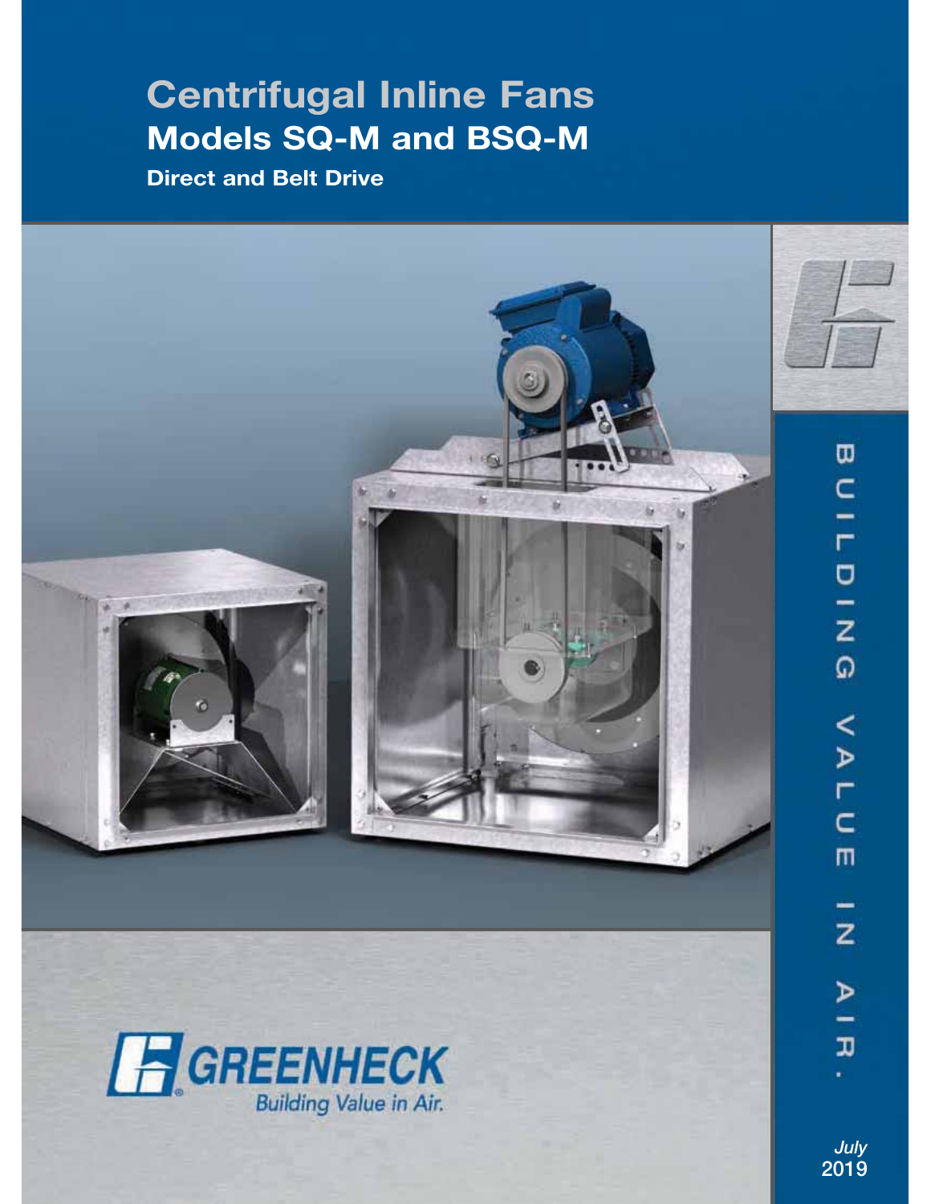# Centrifugal Inline Fans

## Models SQ-M and BSQ-M

### Direct and Belt Drive

BUILDING VALUE IN AIR.

GREENHECK

*Building Value in Air.*

*July*
2019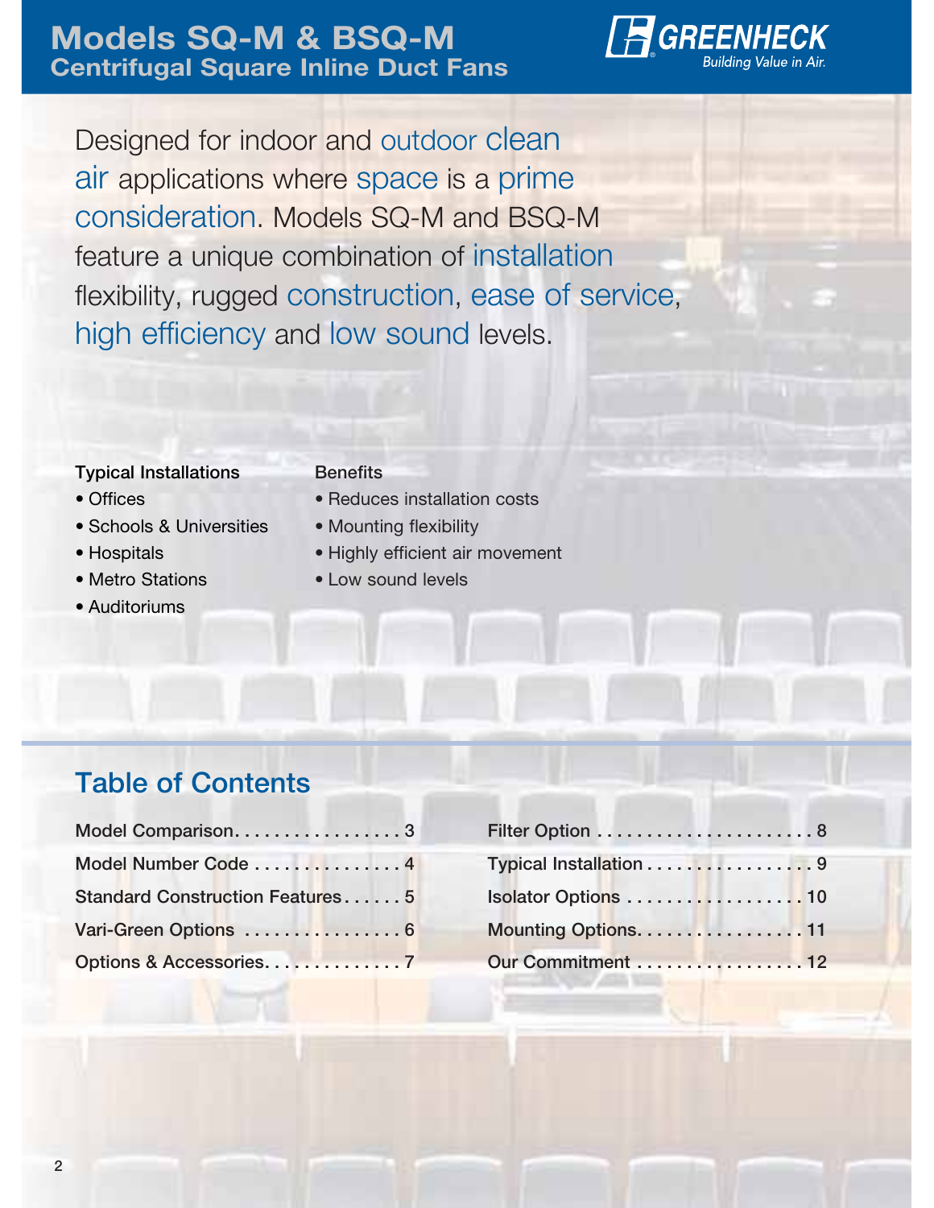# Models SQ-M & BSQ-M
## Centrifugal Square Inline Duct Fans

GREENHECK
Building Value in Air.

Designed for indoor and outdoor clean air applications where space is a prime consideration. Models SQ-M and BSQ-M feature a unique combination of installation flexibility, rugged construction, ease of service, high efficiency and low sound levels.

**Typical Installations**
- Offices
- Schools & Universities
- Hospitals
- Metro Stations
- Auditoriums

**Benefits**
- Reduces installation costs
- Mounting flexibility
- Highly efficient air movement
- Low sound levels

## Table of Contents

| | |
|---|---|
| Model Comparison | 3 |
| Model Number Code | 4 |
| Standard Construction Features | 5 |
| Vari-Green Options | 6 |
| Options & Accessories | 7 |
| Filter Option | 8 |
| Typical Installation | 9 |
| Isolator Options | 10 |
| Mounting Options | 11 |
| Our Commitment | 12 |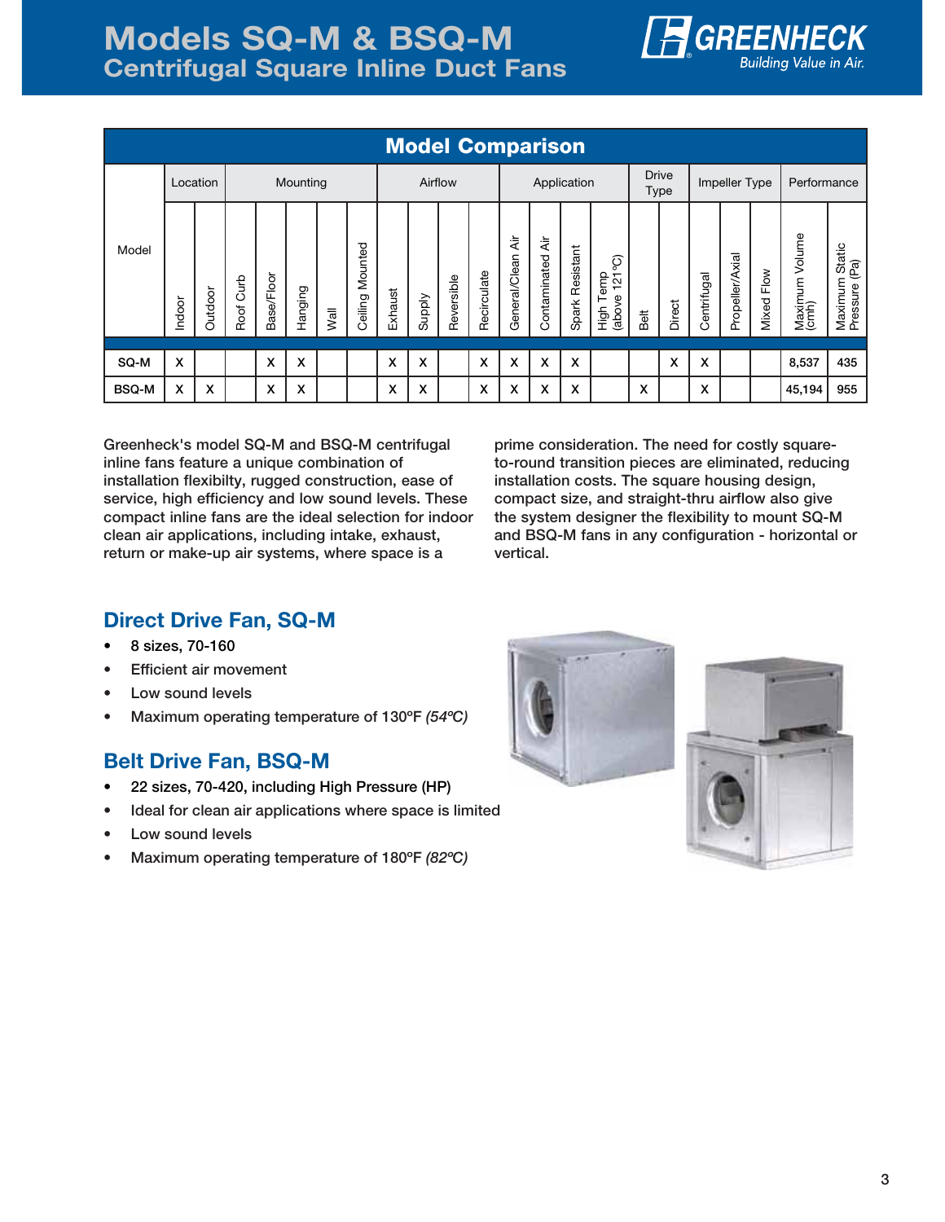# Models SQ-M & BSQ-M
## Centrifugal Square Inline Duct Fans

### Model Comparison

| Model | Location | | Mounting | | | | | Airflow | | | | Application | | | | Drive Type | | Impeller Type | | | Performance | |
|---|---|---|---|---|---|---|---|---|---|---|---|---|---|---|---|---|---|---|---|---|---|---|
| | Indoor | Outdoor | Roof Curb | Base/Floor | Hanging | Wall | Ceiling Mounted | Exhaust | Supply | Reversible | Recirculate | General/Clean Air | Contaminated Air | Spark Resistant | High Temp (above 121°C) | Belt | Direct | Centrifugal | Propeller/Axial | Mixed Flow | Maximum Volume (cmh) | Maximum Static Pressure (Pa) |
| SQ-M | X | | | X | X | | | X | X | | X | X | X | X | | | X | X | | | 8,537 | 435 |
| BSQ-M | X | X | | X | X | | | X | X | | X | X | X | X | | X | | X | | | 45,194 | 955 |

Greenheck's model SQ-M and BSQ-M centrifugal inline fans feature a unique combination of installation flexibilty, rugged construction, ease of service, high efficiency and low sound levels. These compact inline fans are the ideal selection for indoor clean air applications, including intake, exhaust, return or make-up air systems, where space is a prime consideration. The need for costly square-to-round transition pieces are eliminated, reducing installation costs. The square housing design, compact size, and straight-thru airflow also give the system designer the flexibility to mount SQ-M and BSQ-M fans in any configuration - horizontal or vertical.

## Direct Drive Fan, SQ-M

- 8 sizes, 70-160
- Efficient air movement
- Low sound levels
- Maximum operating temperature of 130ºF *(54ºC)*

## Belt Drive Fan, BSQ-M

- 22 sizes, 70-420, including High Pressure (HP)
- Ideal for clean air applications where space is limited
- Low sound levels
- Maximum operating temperature of 180ºF *(82ºC)*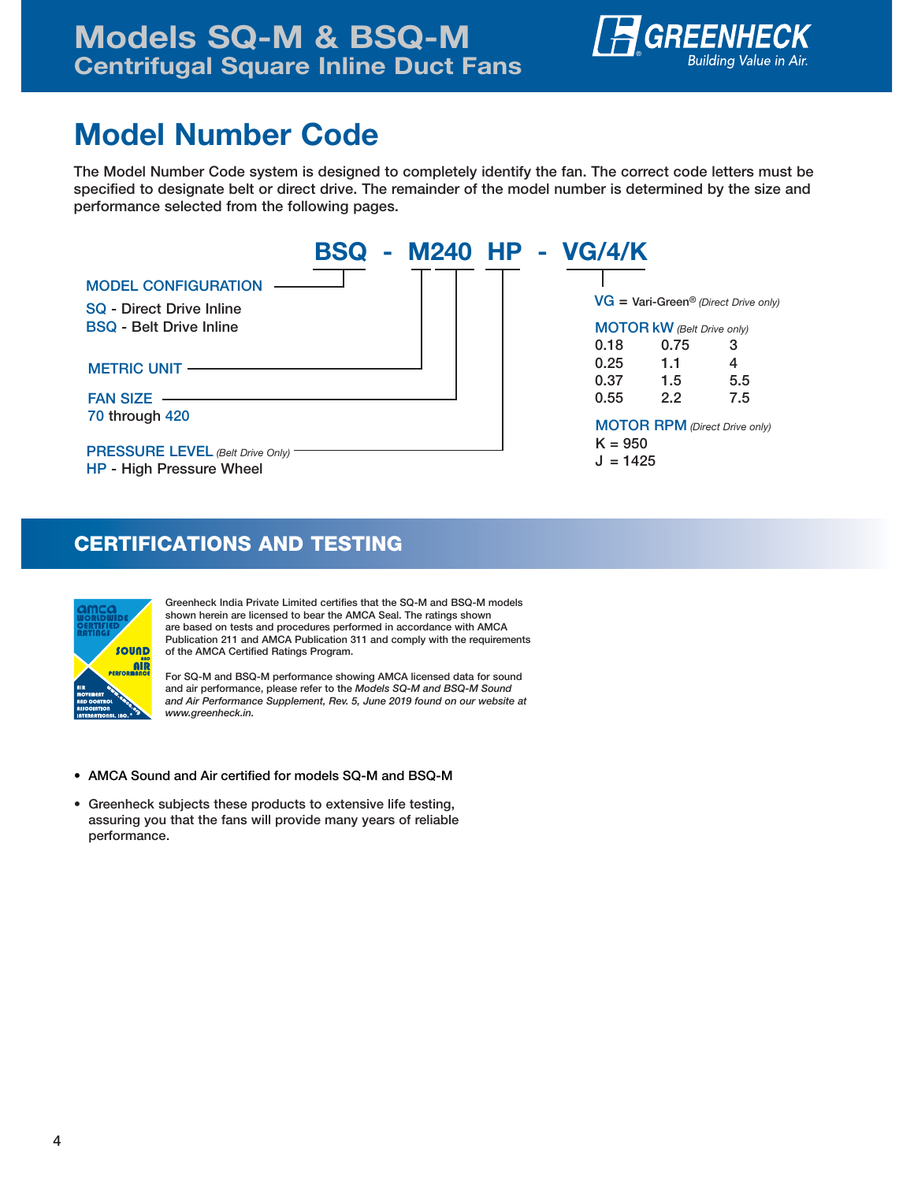# Models SQ-M & BSQ-M
## Centrifugal Square Inline Duct Fans

# Model Number Code

The Model Number Code system is designed to completely identify the fan. The correct code letters must be specified to designate belt or direct drive. The remainder of the model number is determined by the size and performance selected from the following pages.

**BSQ - M240 HP - VG/4/K**

**MODEL CONFIGURATION**
- **SQ** - Direct Drive Inline
- **BSQ** - Belt Drive Inline

**METRIC UNIT**

**FAN SIZE**
70 through 420

**PRESSURE LEVEL** *(Belt Drive Only)*
- **HP** - High Pressure Wheel

**VG** = Vari-Green® *(Direct Drive only)*

**MOTOR kW** *(Belt Drive only)*

| | | |
|---|---|---|
| 0.18 | 0.75 | 3 |
| 0.25 | 1.1 | 4 |
| 0.37 | 1.5 | 5.5 |
| 0.55 | 2.2 | 7.5 |

**MOTOR RPM** *(Direct Drive only)*
- K = 950
- J = 1425

## CERTIFICATIONS AND TESTING

Greenheck India Private Limited certifies that the SQ-M and BSQ-M models shown herein are licensed to bear the AMCA Seal. The ratings shown are based on tests and procedures performed in accordance with AMCA Publication 211 and AMCA Publication 311 and comply with the requirements of the AMCA Certified Ratings Program.

For SQ-M and BSQ-M performance showing AMCA licensed data for sound and air performance, please refer to the *Models SQ-M and BSQ-M Sound and Air Performance Supplement, Rev. 5, June 2019 found on our website at www.greenheck.in.*

- AMCA Sound and Air certified for models SQ-M and BSQ-M
- Greenheck subjects these products to extensive life testing, assuring you that the fans will provide many years of reliable performance.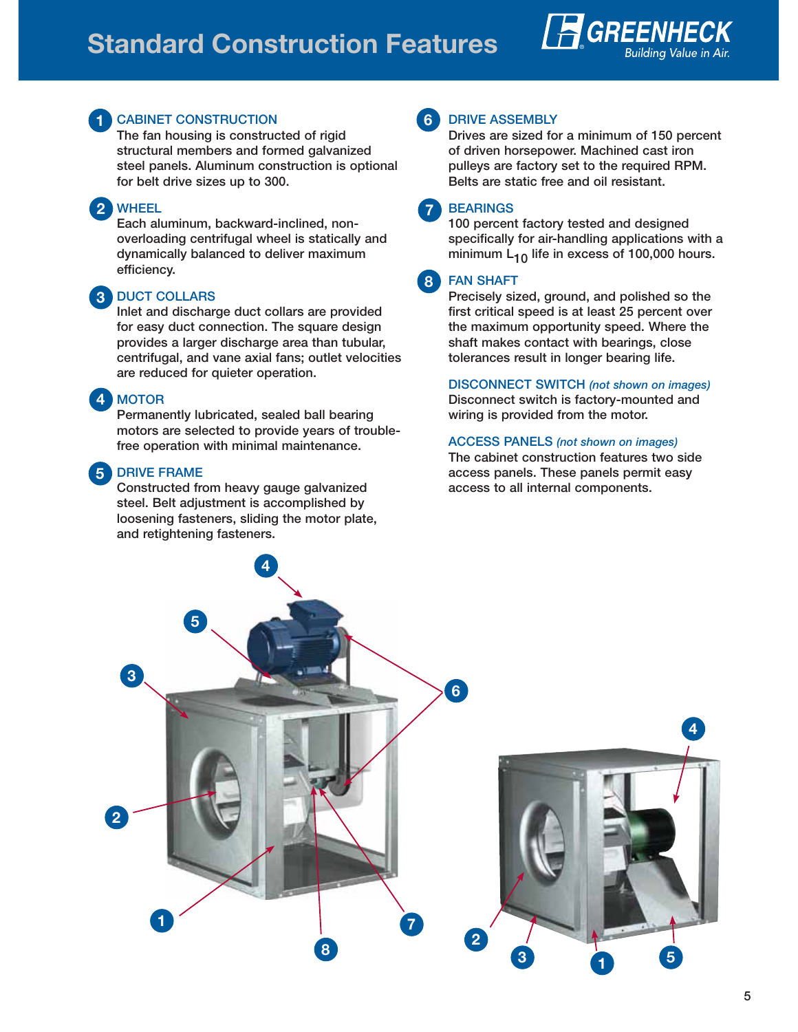# Standard Construction Features

### 1 CABINET CONSTRUCTION

The fan housing is constructed of rigid structural members and formed galvanized steel panels. Aluminum construction is optional for belt drive sizes up to 300.

### 2 WHEEL

Each aluminum, backward-inclined, non-overloading centrifugal wheel is statically and dynamically balanced to deliver maximum efficiency.

### 3 DUCT COLLARS

Inlet and discharge duct collars are provided for easy duct connection. The square design provides a larger discharge area than tubular, centrifugal, and vane axial fans; outlet velocities are reduced for quieter operation.

### 4 MOTOR

Permanently lubricated, sealed ball bearing motors are selected to provide years of trouble-free operation with minimal maintenance.

### 5 DRIVE FRAME

Constructed from heavy gauge galvanized steel. Belt adjustment is accomplished by loosening fasteners, sliding the motor plate, and retightening fasteners.

### 6 DRIVE ASSEMBLY

Drives are sized for a minimum of 150 percent of driven horsepower. Machined cast iron pulleys are factory set to the required RPM. Belts are static free and oil resistant.

### 7 BEARINGS

100 percent factory tested and designed specifically for air-handling applications with a minimum $L_{10}$ life in excess of 100,000 hours.

### 8 FAN SHAFT

Precisely sized, ground, and polished so the first critical speed is at least 25 percent over the maximum opportunity speed. Where the shaft makes contact with bearings, close tolerances result in longer bearing life.

### DISCONNECT SWITCH *(not shown on images)*

Disconnect switch is factory-mounted and wiring is provided from the motor.

### ACCESS PANELS *(not shown on images)*

The cabinet construction features two side access panels. These panels permit easy access to all internal components.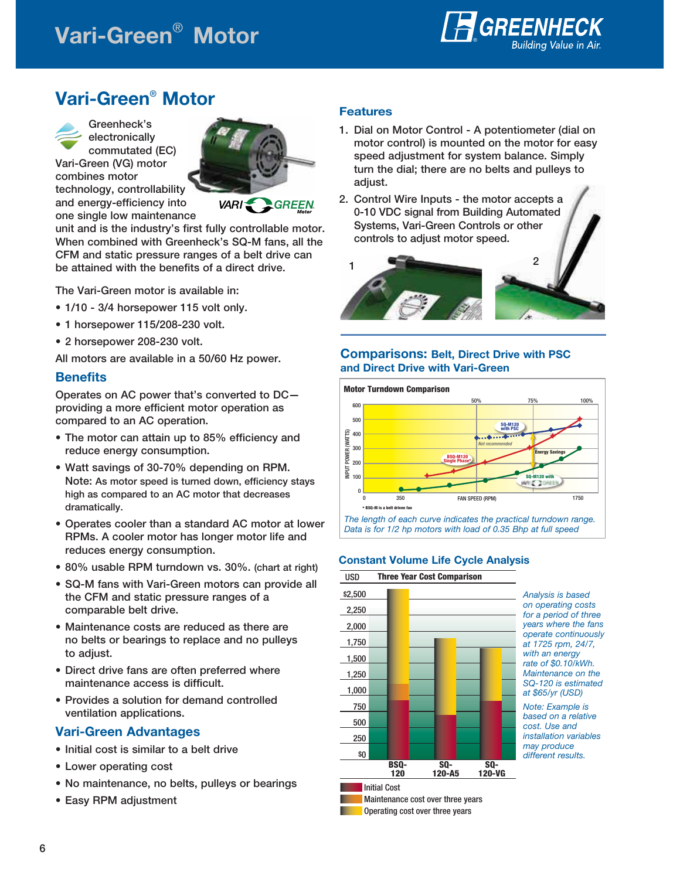# Vari-Green® Motor

Greenheck's electronically commutated (EC) Vari-Green (VG) motor combines motor technology, controllability and energy-efficiency into one single low maintenance unit and is the industry's first fully controllable motor. When combined with Greenheck's SQ-M fans, all the CFM and static pressure ranges of a belt drive can be attained with the benefits of a direct drive.

The Vari-Green motor is available in:

- 1/10 - 3/4 horsepower 115 volt only.
- 1 horsepower 115/208-230 volt.
- 2 horsepower 208-230 volt.

All motors are available in a 50/60 Hz power.

## Benefits

Operates on AC power that's converted to DC— providing a more efficient motor operation as compared to an AC operation.

- The motor can attain up to 85% efficiency and reduce energy consumption.
- Watt savings of 30-70% depending on RPM. Note: As motor speed is turned down, efficiency stays high as compared to an AC motor that decreases dramatically.
- Operates cooler than a standard AC motor at lower RPMs. A cooler motor has longer motor life and reduces energy consumption.
- 80% usable RPM turndown vs. 30%. (chart at right)
- SQ-M fans with Vari-Green motors can provide all the CFM and static pressure ranges of a comparable belt drive.
- Maintenance costs are reduced as there are no belts or bearings to replace and no pulleys to adjust.
- Direct drive fans are often preferred where maintenance access is difficult.
- Provides a solution for demand controlled ventilation applications.

## Vari-Green Advantages

- Initial cost is similar to a belt drive
- Lower operating cost
- No maintenance, no belts, pulleys or bearings
- Easy RPM adjustment

## Features

1. Dial on Motor Control - A potentiometer (dial on motor control) is mounted on the motor for easy speed adjustment for system balance. Simply turn the dial; there are no belts and pulleys to adjust.
2. Control Wire Inputs - the motor accepts a 0-10 VDC signal from Building Automated Systems, Vari-Green Controls or other controls to adjust motor speed.

## Comparisons: Belt, Direct Drive with PSC and Direct Drive with Vari-Green

**Motor Turndown Comparison**

*The length of each curve indicates the practical turndown range. Data is for 1/2 hp motors with load of 0.35 Bhp at full speed*

## Constant Volume Life Cycle Analysis

**Three Year Cost Comparison**

*Analysis is based on operating costs for a period of three years where the fans operate continuously at 1725 rpm, 24/7, with an energy rate of $0.10/kWh. Maintenance on the SQ-120 is estimated at $65/yr (USD)*

*Note: Example is based on a relative cost. Use and installation variables may produce different results.*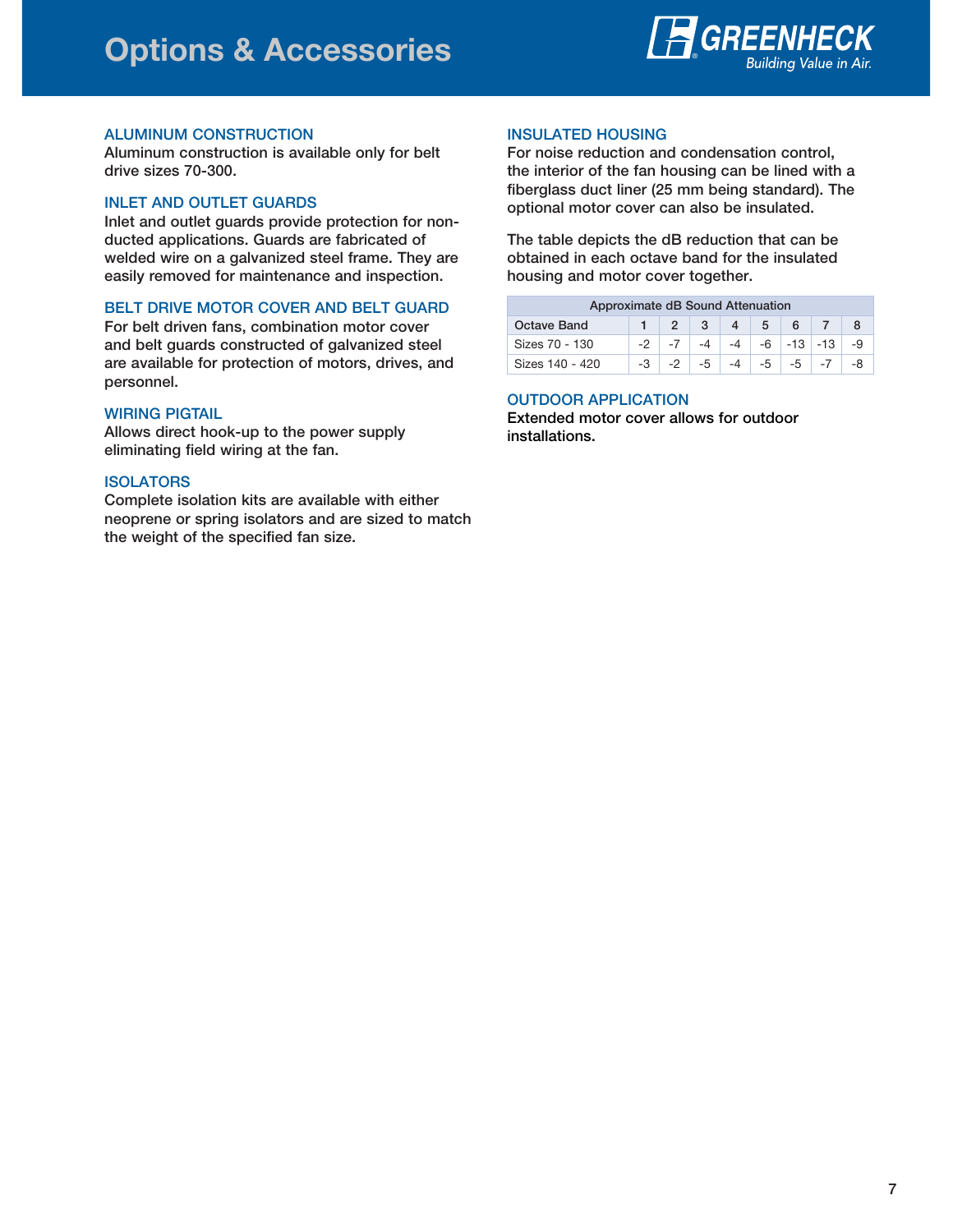# Options & Accessories

## ALUMINUM CONSTRUCTION

Aluminum construction is available only for belt drive sizes 70-300.

## INLET AND OUTLET GUARDS

Inlet and outlet guards provide protection for non-ducted applications. Guards are fabricated of welded wire on a galvanized steel frame. They are easily removed for maintenance and inspection.

## BELT DRIVE MOTOR COVER AND BELT GUARD

For belt driven fans, combination motor cover and belt guards constructed of galvanized steel are available for protection of motors, drives, and personnel.

## WIRING PIGTAIL

Allows direct hook-up to the power supply eliminating field wiring at the fan.

## ISOLATORS

Complete isolation kits are available with either neoprene or spring isolators and are sized to match the weight of the specified fan size.

## INSULATED HOUSING

For noise reduction and condensation control, the interior of the fan housing can be lined with a fiberglass duct liner (25 mm being standard). The optional motor cover can also be insulated.

The table depicts the dB reduction that can be obtained in each octave band for the insulated housing and motor cover together.

| Approximate dB Sound Attenuation | | | | | | | | |
|---|---|---|---|---|---|---|---|---|
| Octave Band | 1 | 2 | 3 | 4 | 5 | 6 | 7 | 8 |
| Sizes 70 - 130 | -2 | -7 | -4 | -4 | -6 | -13 | -13 | -9 |
| Sizes 140 - 420 | -3 | -2 | -5 | -4 | -5 | -5 | -7 | -8 |

## OUTDOOR APPLICATION

Extended motor cover allows for outdoor installations.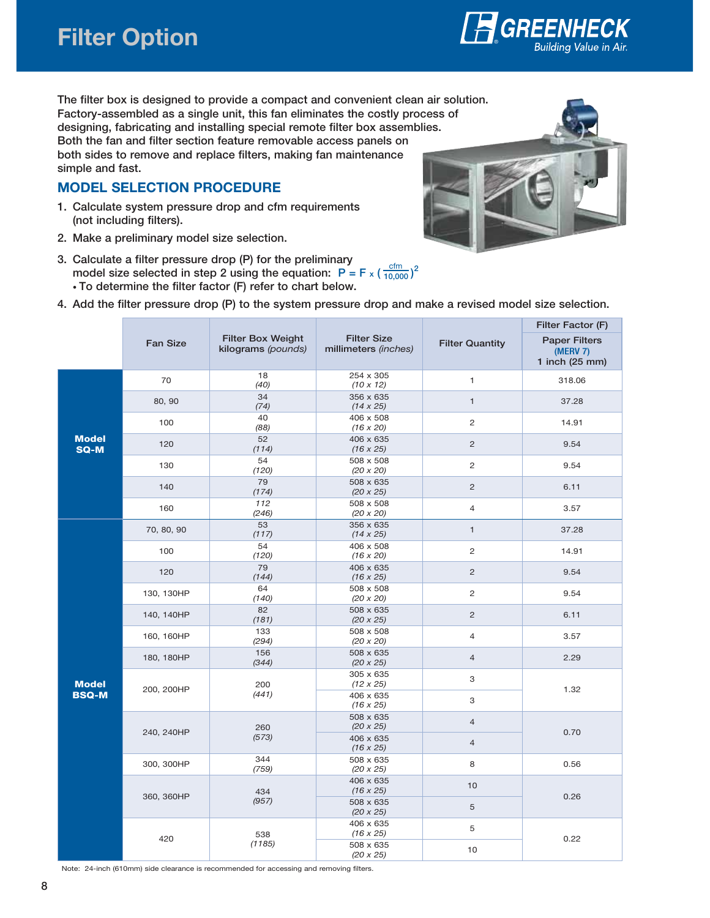# Filter Option

The filter box is designed to provide a compact and convenient clean air solution. Factory-assembled as a single unit, this fan eliminates the costly process of designing, fabricating and installing special remote filter box assemblies. Both the fan and filter section feature removable access panels on both sides to remove and replace filters, making fan maintenance simple and fast.

## MODEL SELECTION PROCEDURE

1. Calculate system pressure drop and cfm requirements (not including filters).
2. Make a preliminary model size selection.
3. Calculate a filter pressure drop (P) for the preliminary model size selected in step 2 using the equation: $P = F \times \left(\frac{cfm}{10{,}000}\right)^2$
   - To determine the filter factor (F) refer to chart below.
4. Add the filter pressure drop (P) to the system pressure drop and make a revised model size selection.

| | Fan Size | Filter Box Weight kilograms *(pounds)* | Filter Size millimeters *(inches)* | Filter Quantity | Filter Factor (F) Paper Filters (MERV 7) 1 inch (25 mm) |
|---|---|---|---|---|---|
| **Model SQ-M** | 70 | 18 *(40)* | 254 x 305 *(10 x 12)* | 1 | 318.06 |
| | 80, 90 | 34 *(74)* | 356 x 635 *(14 x 25)* | 1 | 37.28 |
| | 100 | 40 *(88)* | 406 x 508 *(16 x 20)* | 2 | 14.91 |
| | 120 | 52 *(114)* | 406 x 635 *(16 x 25)* | 2 | 9.54 |
| | 130 | 54 *(120)* | 508 x 508 *(20 x 20)* | 2 | 9.54 |
| | 140 | 79 *(174)* | 508 x 635 *(20 x 25)* | 2 | 6.11 |
| | 160 | 112 *(246)* | 508 x 508 *(20 x 20)* | 4 | 3.57 |
| **Model BSQ-M** | 70, 80, 90 | 53 *(117)* | 356 x 635 *(14 x 25)* | 1 | 37.28 |
| | 100 | 54 *(120)* | 406 x 508 *(16 x 20)* | 2 | 14.91 |
| | 120 | 79 *(144)* | 406 x 635 *(16 x 25)* | 2 | 9.54 |
| | 130, 130HP | 64 *(140)* | 508 x 508 *(20 x 20)* | 2 | 9.54 |
| | 140, 140HP | 82 *(181)* | 508 x 635 *(20 x 25)* | 2 | 6.11 |
| | 160, 160HP | 133 *(294)* | 508 x 508 *(20 x 20)* | 4 | 3.57 |
| | 180, 180HP | 156 *(344)* | 508 x 635 *(20 x 25)* | 4 | 2.29 |
| | 200, 200HP | 200 *(441)* | 305 x 635 *(12 x 25)* | 3 | 1.32 |
| | | | 406 x 635 *(16 x 25)* | 3 | |
| | 240, 240HP | 260 *(573)* | 508 x 635 *(20 x 25)* | 4 | 0.70 |
| | | | 406 x 635 *(16 x 25)* | 4 | |
| | 300, 300HP | 344 *(759)* | 508 x 635 *(20 x 25)* | 8 | 0.56 |
| | 360, 360HP | 434 *(957)* | 406 x 635 *(16 x 25)* | 10 | 0.26 |
| | | | 508 x 635 *(20 x 25)* | 5 | |
| | 420 | 538 *(1185)* | 406 x 635 *(16 x 25)* | 5 | 0.22 |
| | | | 508 x 635 *(20 x 25)* | 10 | |

Note: 24-inch (610mm) side clearance is recommended for accessing and removing filters.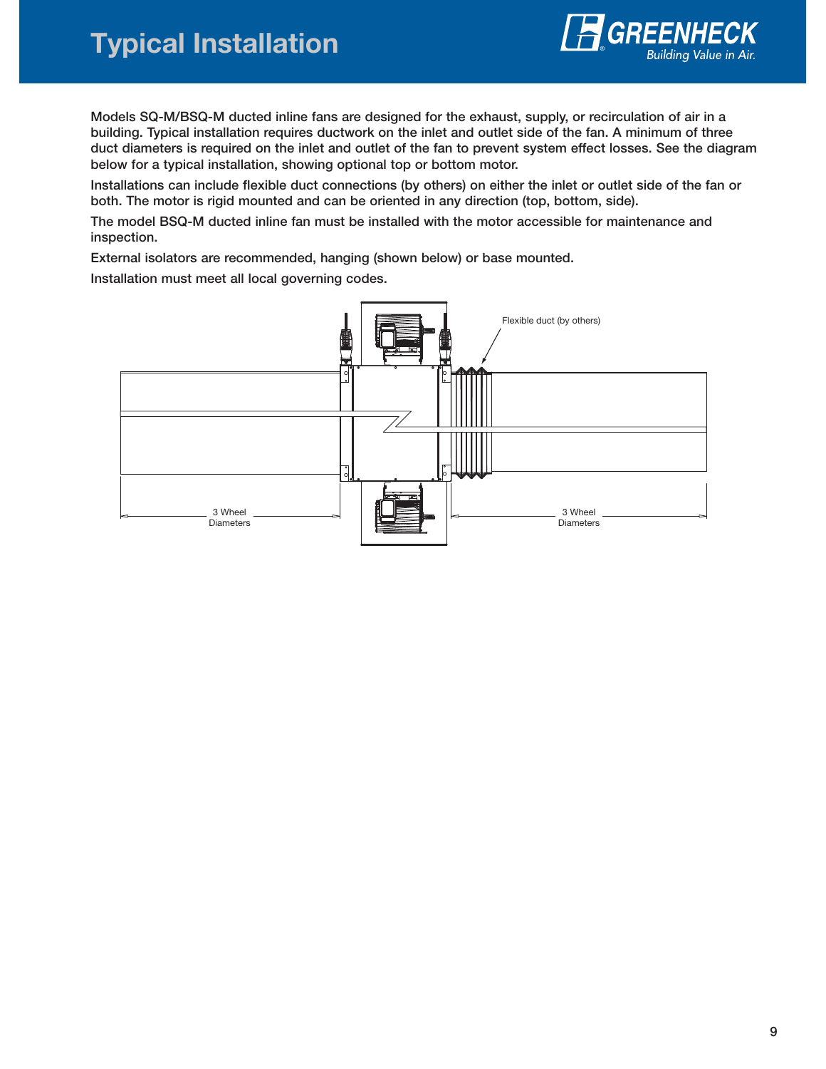# Typical Installation

Models SQ-M/BSQ-M ducted inline fans are designed for the exhaust, supply, or recirculation of air in a building. Typical installation requires ductwork on the inlet and outlet side of the fan. A minimum of three duct diameters is required on the inlet and outlet of the fan to prevent system effect losses. See the diagram below for a typical installation, showing optional top or bottom motor.

Installations can include flexible duct connections (by others) on either the inlet or outlet side of the fan or both. The motor is rigid mounted and can be oriented in any direction (top, bottom, side).

The model BSQ-M ducted inline fan must be installed with the motor accessible for maintenance and inspection.

External isolators are recommended, hanging (shown below) or base mounted.

Installation must meet all local governing codes.

Flexible duct (by others)

3 Wheel Diameters

3 Wheel Diameters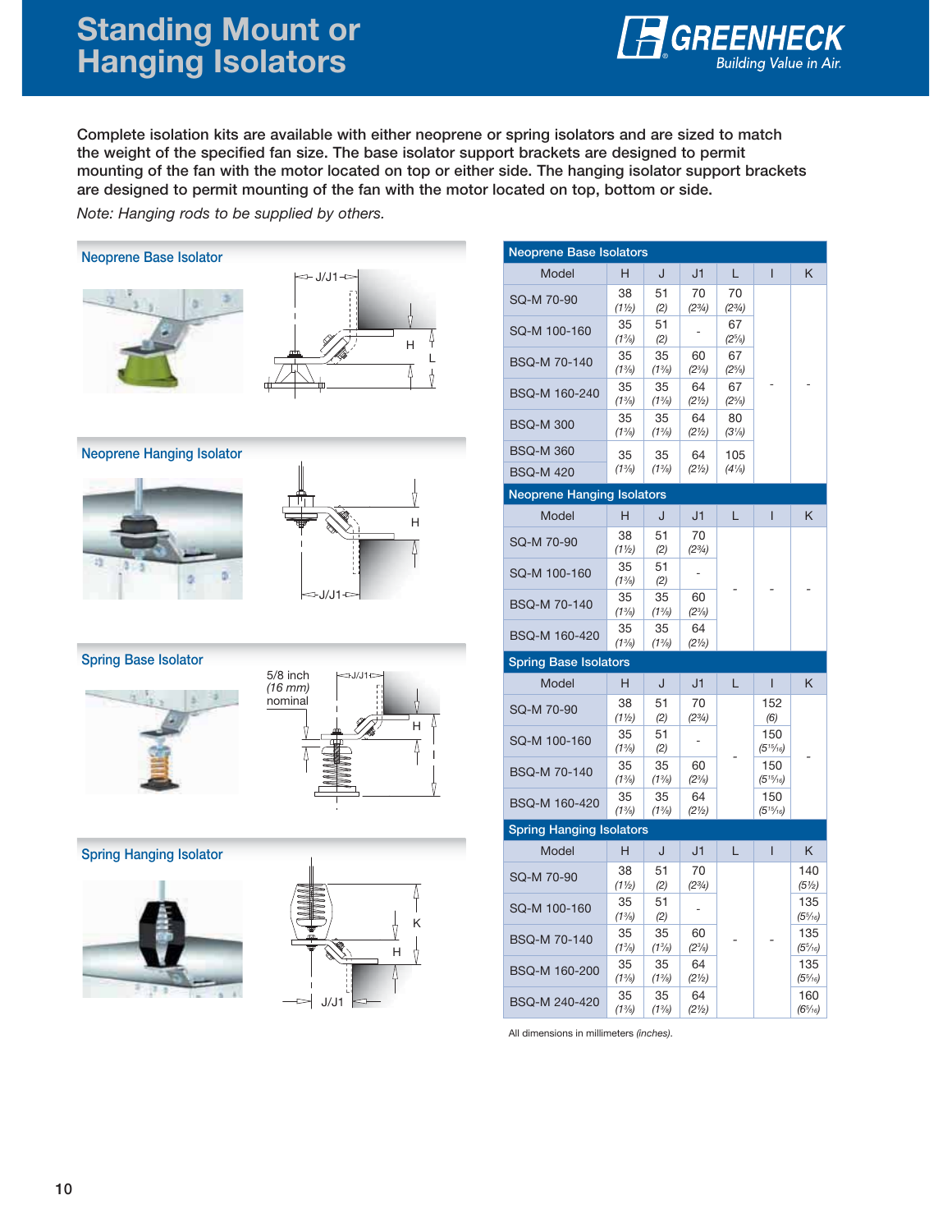# Standing Mount or Hanging Isolators

Complete isolation kits are available with either neoprene or spring isolators and are sized to match the weight of the specified fan size. The base isolator support brackets are designed to permit mounting of the fan with the motor located on top or either side. The hanging isolator support brackets are designed to permit mounting of the fan with the motor located on top, bottom or side.

*Note: Hanging rods to be supplied by others.*

### Neoprene Base Isolator

### Neoprene Hanging Isolator

### Spring Base Isolator

5/8 inch (16 mm) nominal

### Spring Hanging Isolator

| Model | H | J | J1 | L | I | K |
|---|---|---|---|---|---|---|
| **Neoprene Base Isolators** | | | | | | |
| SQ-M 70-90 | 38 *(1½)* | 51 *(2)* | 70 *(2¾)* | 70 *(2¾)* | - | - |
| SQ-M 100-160 | 35 *(1⅜)* | 51 *(2)* | - | 67 *(2⅝)* | - | - |
| BSQ-M 70-140 | 35 *(1⅜)* | 35 *(1⅜)* | 60 *(2⅜)* | 67 *(2⅝)* | - | - |
| BSQ-M 160-240 | 35 *(1⅜)* | 35 *(1⅜)* | 64 *(2½)* | 67 *(2⅝)* | - | - |
| BSQ-M 300 | 35 *(1⅜)* | 35 *(1⅜)* | 64 *(2½)* | 80 *(3⅛)* | - | - |
| BSQ-M 360<br>BSQ-M 420 | 35 *(1⅜)* | 35 *(1⅜)* | 64 *(2½)* | 105 *(4⅛)* | - | - |
| **Neoprene Hanging Isolators** | | | | | | |
| SQ-M 70-90 | 38 *(1½)* | 51 *(2)* | 70 *(2¾)* | - | - | - |
| SQ-M 100-160 | 35 *(1⅜)* | 51 *(2)* | - | - | - | - |
| BSQ-M 70-140 | 35 *(1⅜)* | 35 *(1⅜)* | 60 *(2⅜)* | - | - | - |
| BSQ-M 160-420 | 35 *(1⅜)* | 35 *(1⅜)* | 64 *(2½)* | - | - | - |
| **Spring Base Isolators** | | | | | | |
| SQ-M 70-90 | 38 *(1½)* | 51 *(2)* | 70 *(2¾)* | - | 152 *(6)* | - |
| SQ-M 100-160 | 35 *(1⅜)* | 51 *(2)* | - | - | 150 *(5¹⁵⁄₁₆)* | - |
| BSQ-M 70-140 | 35 *(1⅜)* | 35 *(1⅜)* | 60 *(2⅜)* | - | 150 *(5¹⁵⁄₁₆)* | - |
| BSQ-M 160-420 | 35 *(1⅜)* | 35 *(1⅜)* | 64 *(2½)* | - | 150 *(5¹⁵⁄₁₆)* | - |
| **Spring Hanging Isolators** | | | | | | |
| SQ-M 70-90 | 38 *(1½)* | 51 *(2)* | 70 *(2¾)* | - | - | 140 *(5½)* |
| SQ-M 100-160 | 35 *(1⅜)* | 51 *(2)* | - | - | - | 135 *(5⁵⁄₁₆)* |
| BSQ-M 70-140 | 35 *(1⅜)* | 35 *(1⅜)* | 60 *(2⅜)* | - | - | 135 *(5⁵⁄₁₆)* |
| BSQ-M 160-200 | 35 *(1⅜)* | 35 *(1⅜)* | 64 *(2½)* | - | - | 135 *(5⁵⁄₁₆)* |
| BSQ-M 240-420 | 35 *(1⅜)* | 35 *(1⅜)* | 64 *(2½)* | - | - | 160 *(6⁵⁄₁₆)* |

All dimensions in millimeters *(inches)*.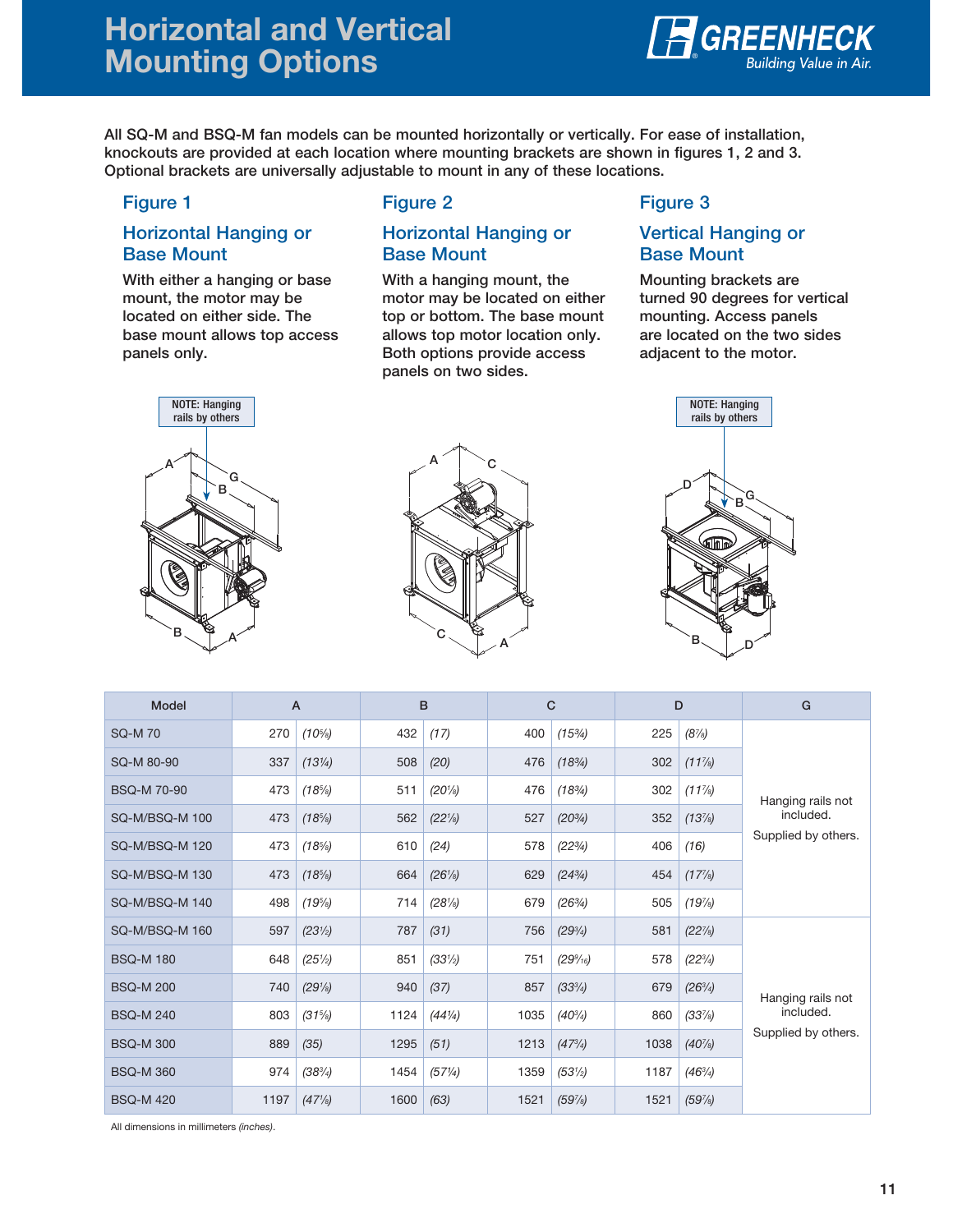# Horizontal and Vertical Mounting Options

All SQ-M and BSQ-M fan models can be mounted horizontally or vertically. For ease of installation, knockouts are provided at each location where mounting brackets are shown in figures 1, 2 and 3. Optional brackets are universally adjustable to mount in any of these locations.

## Figure 1

### Horizontal Hanging or Base Mount

With either a hanging or base mount, the motor may be located on either side. The base mount allows top access panels only.

## Figure 2

### Horizontal Hanging or Base Mount

With a hanging mount, the motor may be located on either top or bottom. The base mount allows top motor location only. Both options provide access panels on two sides.

## Figure 3

### Vertical Hanging or Base Mount

Mounting brackets are turned 90 degrees for vertical mounting. Access panels are located on the two sides adjacent to the motor.

NOTE: Hanging rails by others

NOTE: Hanging rails by others

| Model | A | | B | | C | | D | | G |
|---|---|---|---|---|---|---|---|---|---|
| SQ-M 70 | 270 | *(10⅝)* | 432 | *(17)* | 400 | *(15¾)* | 225 | *(8⅞)* | Hanging rails not included. Supplied by others. |
| SQ-M 80-90 | 337 | *(13¼)* | 508 | *(20)* | 476 | *(18¾)* | 302 | *(11⅞)* | |
| BSQ-M 70-90 | 473 | *(18⅝)* | 511 | *(20⅛)* | 476 | *(18¾)* | 302 | *(11⅞)* | |
| SQ-M/BSQ-M 100 | 473 | *(18⅝)* | 562 | *(22⅛)* | 527 | *(20¾)* | 352 | *(13⅞)* | |
| SQ-M/BSQ-M 120 | 473 | *(18⅝)* | 610 | *(24)* | 578 | *(22¾)* | 406 | *(16)* | |
| SQ-M/BSQ-M 130 | 473 | *(18⅝)* | 664 | *(26⅛)* | 629 | *(24¾)* | 454 | *(17⅞)* | |
| SQ-M/BSQ-M 140 | 498 | *(19⅝)* | 714 | *(28⅛)* | 679 | *(26¾)* | 505 | *(19⅞)* | |
| SQ-M/BSQ-M 160 | 597 | *(23½)* | 787 | *(31)* | 756 | *(29¾)* | 581 | *(22⅞)* | Hanging rails not included. Supplied by others. |
| BSQ-M 180 | 648 | *(25½)* | 851 | *(33½)* | 751 | *(29⁹⁄₁₆)* | 578 | *(22¾)* | |
| BSQ-M 200 | 740 | *(29⅛)* | 940 | *(37)* | 857 | *(33¾)* | 679 | *(26¾)* | |
| BSQ-M 240 | 803 | *(31⅝)* | 1124 | *(44¼)* | 1035 | *(40¾)* | 860 | *(33⅞)* | |
| BSQ-M 300 | 889 | *(35)* | 1295 | *(51)* | 1213 | *(47¾)* | 1038 | *(40⅞)* | |
| BSQ-M 360 | 974 | *(38⅜)* | 1454 | *(57¼)* | 1359 | *(53½)* | 1187 | *(46¾)* | |
| BSQ-M 420 | 1197 | *(47⅛)* | 1600 | *(63)* | 1521 | *(59⅞)* | 1521 | *(59⅞)* | |

All dimensions in millimeters *(inches)*.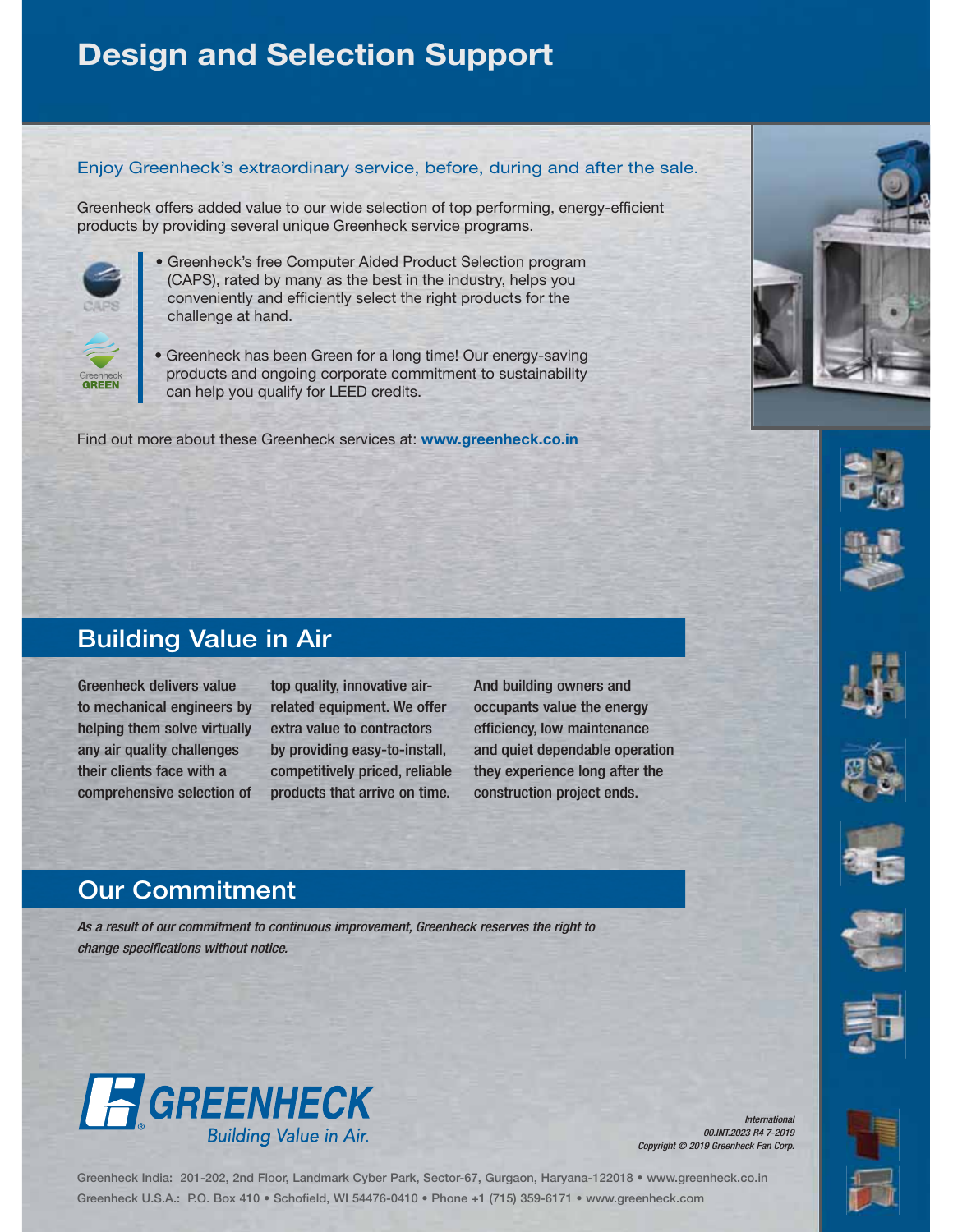# Design and Selection Support

Enjoy Greenheck's extraordinary service, before, during and after the sale.

Greenheck offers added value to our wide selection of top performing, energy-efficient products by providing several unique Greenheck service programs.

- Greenheck's free Computer Aided Product Selection program (CAPS), rated by many as the best in the industry, helps you conveniently and efficiently select the right products for the challenge at hand.
- Greenheck has been Green for a long time! Our energy-saving products and ongoing corporate commitment to sustainability can help you qualify for LEED credits.

Find out more about these Greenheck services at: **www.greenheck.co.in**

## Building Value in Air

Greenheck delivers value to mechanical engineers by helping them solve virtually any air quality challenges their clients face with a comprehensive selection of top quality, innovative air-related equipment. We offer extra value to contractors by providing easy-to-install, competitively priced, reliable products that arrive on time. And building owners and occupants value the energy efficiency, low maintenance and quiet dependable operation they experience long after the construction project ends.

## Our Commitment

*As a result of our commitment to continuous improvement, Greenheck reserves the right to change specifications without notice.*

GREENHECK
Building Value in Air.

*International*
*00.INT.2023 R4 7-2019*
*Copyright © 2019 Greenheck Fan Corp.*

Greenheck India: 201-202, 2nd Floor, Landmark Cyber Park, Sector-67, Gurgaon, Haryana-122018 • www.greenheck.co.in
Greenheck U.S.A.: P.O. Box 410 • Schofield, WI 54476-0410 • Phone +1 (715) 359-6171 • www.greenheck.com